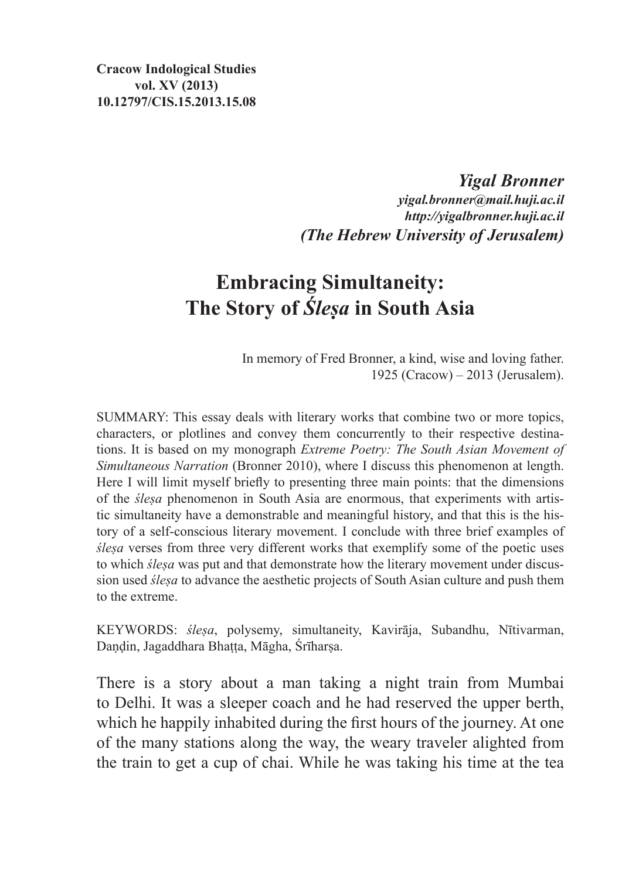**Cracow Indological Studies**
**vol. XV (2013)**
**10.12797/CIS.15.2013.15.08**

***Yigal Bronner***
***yigal.bronner@mail.huji.ac.il***
***http://yigalbronner.huji.ac.il***
***(The Hebrew University of Jerusalem)***

# Embracing Simultaneity: The Story of *Śleṣa* in South Asia

In memory of Fred Bronner, a kind, wise and loving father.
1925 (Cracow) – 2013 (Jerusalem).

SUMMARY: This essay deals with literary works that combine two or more topics, characters, or plotlines and convey them concurrently to their respective destinations. It is based on my monograph *Extreme Poetry: The South Asian Movement of Simultaneous Narration* (Bronner 2010), where I discuss this phenomenon at length. Here I will limit myself briefly to presenting three main points: that the dimensions of the *śleṣa* phenomenon in South Asia are enormous, that experiments with artistic simultaneity have a demonstrable and meaningful history, and that this is the history of a self-conscious literary movement. I conclude with three brief examples of *śleṣa* verses from three very different works that exemplify some of the poetic uses to which *śleṣa* was put and that demonstrate how the literary movement under discussion used *śleṣa* to advance the aesthetic projects of South Asian culture and push them to the extreme.

KEYWORDS: *śleṣa*, polysemy, simultaneity, Kavirāja, Subandhu, Nītivarman, Daṇḍin, Jagaddhara Bhaṭṭa, Māgha, Śrīharṣa.

There is a story about a man taking a night train from Mumbai to Delhi. It was a sleeper coach and he had reserved the upper berth, which he happily inhabited during the first hours of the journey. At one of the many stations along the way, the weary traveler alighted from the train to get a cup of chai. While he was taking his time at the tea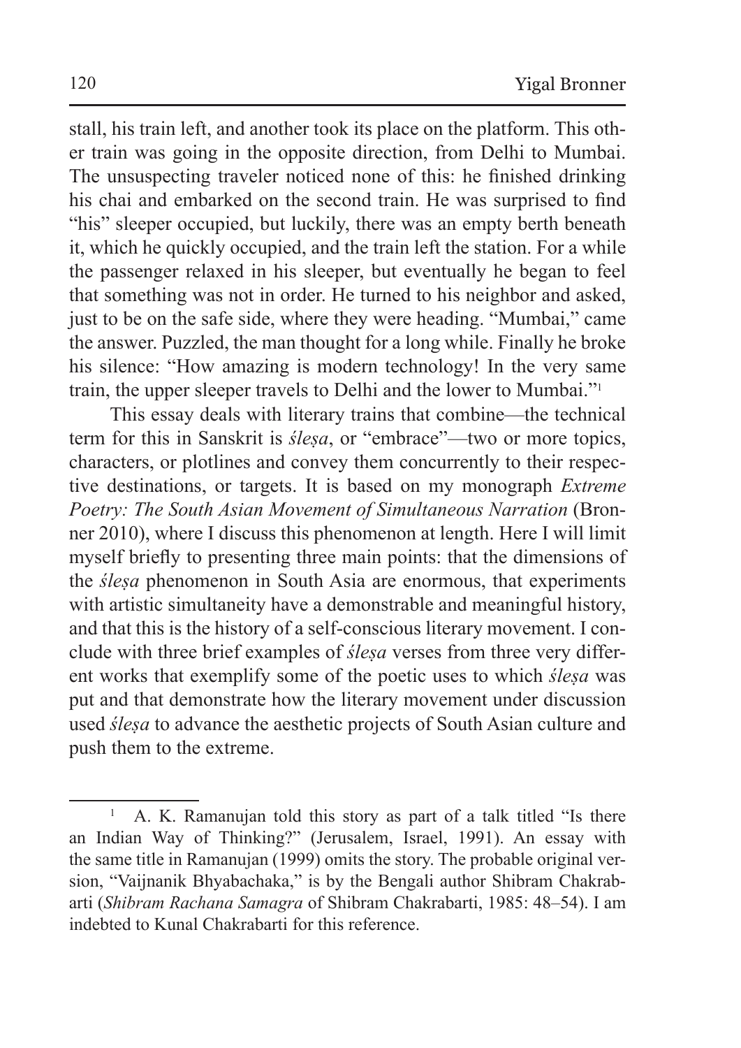stall, his train left, and another took its place on the platform. This other train was going in the opposite direction, from Delhi to Mumbai. The unsuspecting traveler noticed none of this: he finished drinking his chai and embarked on the second train. He was surprised to find "his" sleeper occupied, but luckily, there was an empty berth beneath it, which he quickly occupied, and the train left the station. For a while the passenger relaxed in his sleeper, but eventually he began to feel that something was not in order. He turned to his neighbor and asked, just to be on the safe side, where they were heading. "Mumbai," came the answer. Puzzled, the man thought for a long while. Finally he broke his silence: "How amazing is modern technology! In the very same train, the upper sleeper travels to Delhi and the lower to Mumbai."[1]

This essay deals with literary trains that combine—the technical term for this in Sanskrit is *śleṣa*, or "embrace"—two or more topics, characters, or plotlines and convey them concurrently to their respective destinations, or targets. It is based on my monograph *Extreme Poetry: The South Asian Movement of Simultaneous Narration* (Bronner 2010), where I discuss this phenomenon at length. Here I will limit myself briefly to presenting three main points: that the dimensions of the *śleṣa* phenomenon in South Asia are enormous, that experiments with artistic simultaneity have a demonstrable and meaningful history, and that this is the history of a self-conscious literary movement. I conclude with three brief examples of *śleṣa* verses from three very different works that exemplify some of the poetic uses to which *śleṣa* was put and that demonstrate how the literary movement under discussion used *śleṣa* to advance the aesthetic projects of South Asian culture and push them to the extreme.

---

[1] A. K. Ramanujan told this story as part of a talk titled "Is there an Indian Way of Thinking?" (Jerusalem, Israel, 1991). An essay with the same title in Ramanujan (1999) omits the story. The probable original version, "Vaijnanik Bhyabachaka," is by the Bengali author Shibram Chakrabarti (*Shibram Rachana Samagra* of Shibram Chakrabarti, 1985: 48–54). I am indebted to Kunal Chakrabarti for this reference.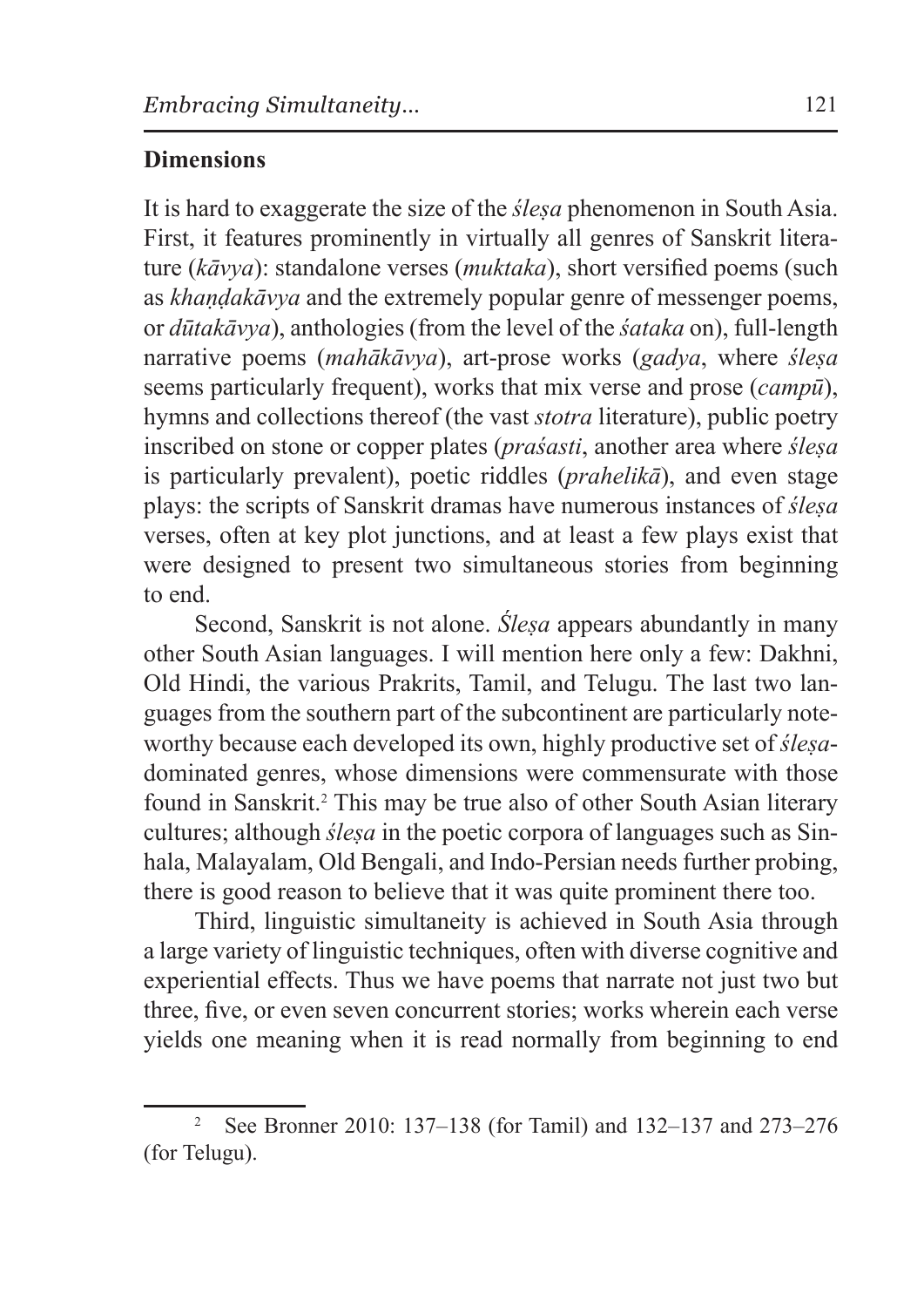## Dimensions

It is hard to exaggerate the size of the *śleṣa* phenomenon in South Asia. First, it features prominently in virtually all genres of Sanskrit literature (*kāvya*): standalone verses (*muktaka*), short versified poems (such as *khaṇḍakāvya* and the extremely popular genre of messenger poems, or *dūtakāvya*), anthologies (from the level of the *śataka* on), full-length narrative poems (*mahākāvya*), art-prose works (*gadya*, where *śleṣa* seems particularly frequent), works that mix verse and prose (*campū*), hymns and collections thereof (the vast *stotra* literature), public poetry inscribed on stone or copper plates (*praśasti*, another area where *śleṣa* is particularly prevalent), poetic riddles (*prahelikā*), and even stage plays: the scripts of Sanskrit dramas have numerous instances of *śleṣa* verses, often at key plot junctions, and at least a few plays exist that were designed to present two simultaneous stories from beginning to end.

Second, Sanskrit is not alone. *Śleṣa* appears abundantly in many other South Asian languages. I will mention here only a few: Dakhni, Old Hindi, the various Prakrits, Tamil, and Telugu. The last two languages from the southern part of the subcontinent are particularly noteworthy because each developed its own, highly productive set of *śleṣa*-dominated genres, whose dimensions were commensurate with those found in Sanskrit.[2] This may be true also of other South Asian literary cultures; although *śleṣa* in the poetic corpora of languages such as Sinhala, Malayalam, Old Bengali, and Indo-Persian needs further probing, there is good reason to believe that it was quite prominent there too.

Third, linguistic simultaneity is achieved in South Asia through a large variety of linguistic techniques, often with diverse cognitive and experiential effects. Thus we have poems that narrate not just two but three, five, or even seven concurrent stories; works wherein each verse yields one meaning when it is read normally from beginning to end

[2] See Bronner 2010: 137–138 (for Tamil) and 132–137 and 273–276 (for Telugu).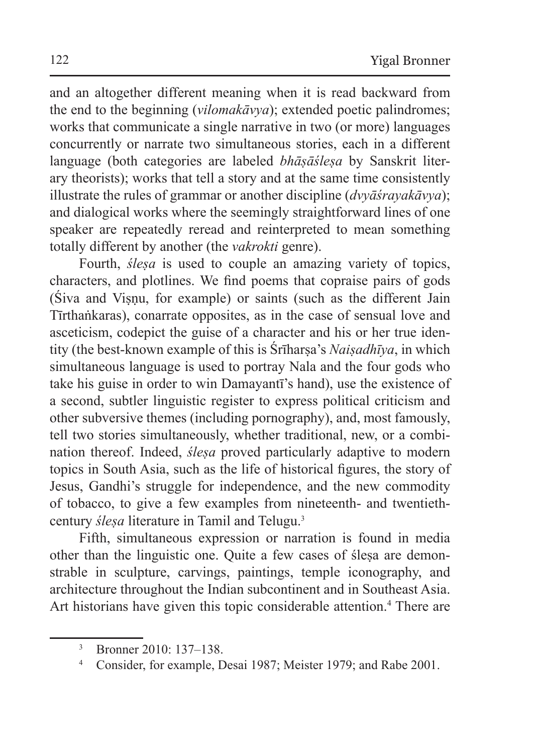and an altogether different meaning when it is read backward from the end to the beginning (*vilomakāvya*); extended poetic palindromes; works that communicate a single narrative in two (or more) languages concurrently or narrate two simultaneous stories, each in a different language (both categories are labeled *bhāṣāśleṣa* by Sanskrit literary theorists); works that tell a story and at the same time consistently illustrate the rules of grammar or another discipline (*dvyāśrayakāvya*); and dialogical works where the seemingly straightforward lines of one speaker are repeatedly reread and reinterpreted to mean something totally different by another (the *vakrokti* genre).

Fourth, *śleṣa* is used to couple an amazing variety of topics, characters, and plotlines. We find poems that copraise pairs of gods (Śiva and Viṣṇu, for example) or saints (such as the different Jain Tīrthaṅkaras), conarrate opposites, as in the case of sensual love and asceticism, codepict the guise of a character and his or her true identity (the best-known example of this is Śrīharṣa's *Naiṣadhīya*, in which simultaneous language is used to portray Nala and the four gods who take his guise in order to win Damayantī's hand), use the existence of a second, subtler linguistic register to express political criticism and other subversive themes (including pornography), and, most famously, tell two stories simultaneously, whether traditional, new, or a combination thereof. Indeed, *śleṣa* proved particularly adaptive to modern topics in South Asia, such as the life of historical figures, the story of Jesus, Gandhi's struggle for independence, and the new commodity of tobacco, to give a few examples from nineteenth- and twentieth-century *śleṣa* literature in Tamil and Telugu.[3]

Fifth, simultaneous expression or narration is found in media other than the linguistic one. Quite a few cases of śleṣa are demonstrable in sculpture, carvings, paintings, temple iconography, and architecture throughout the Indian subcontinent and in Southeast Asia. Art historians have given this topic considerable attention.[4] There are

[3] Bronner 2010: 137–138.

[4] Consider, for example, Desai 1987; Meister 1979; and Rabe 2001.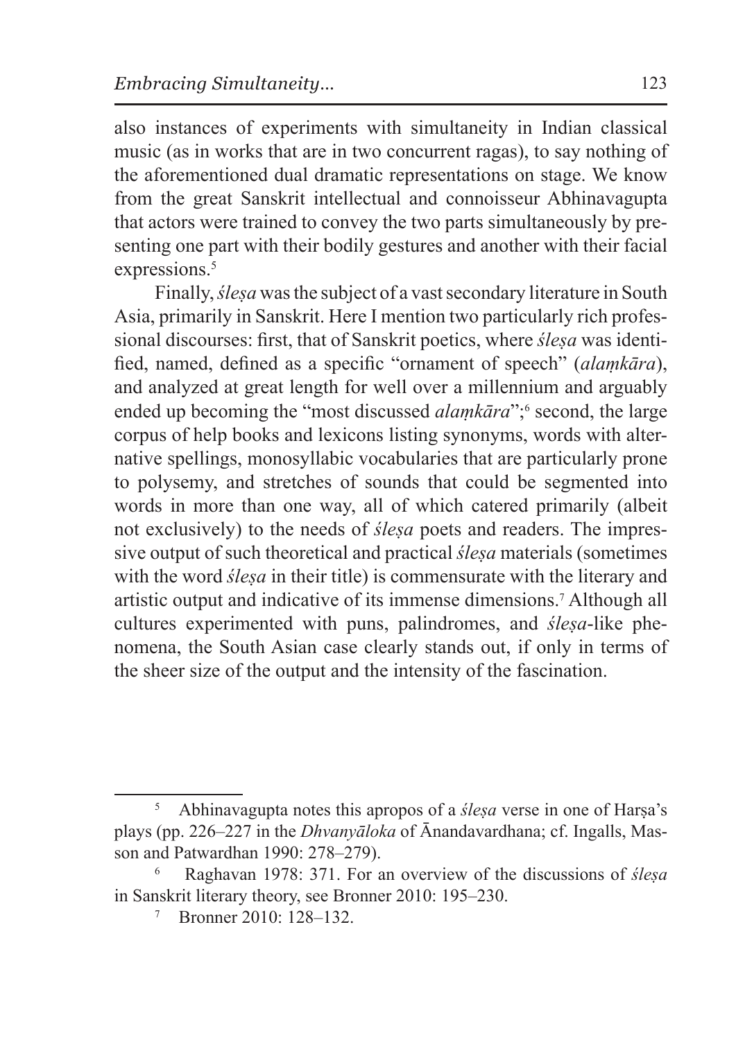also instances of experiments with simultaneity in Indian classical music (as in works that are in two concurrent ragas), to say nothing of the aforementioned dual dramatic representations on stage. We know from the great Sanskrit intellectual and connoisseur Abhinavagupta that actors were trained to convey the two parts simultaneously by presenting one part with their bodily gestures and another with their facial expressions.[5]

Finally, *śleṣa* was the subject of a vast secondary literature in South Asia, primarily in Sanskrit. Here I mention two particularly rich professional discourses: first, that of Sanskrit poetics, where *śleṣa* was identified, named, defined as a specific "ornament of speech" (*alaṃkāra*), and analyzed at great length for well over a millennium and arguably ended up becoming the "most discussed *alaṃkāra*";[6] second, the large corpus of help books and lexicons listing synonyms, words with alternative spellings, monosyllabic vocabularies that are particularly prone to polysemy, and stretches of sounds that could be segmented into words in more than one way, all of which catered primarily (albeit not exclusively) to the needs of *śleṣa* poets and readers. The impressive output of such theoretical and practical *śleṣa* materials (sometimes with the word *śleṣa* in their title) is commensurate with the literary and artistic output and indicative of its immense dimensions.[7] Although all cultures experimented with puns, palindromes, and *śleṣa*-like phenomena, the South Asian case clearly stands out, if only in terms of the sheer size of the output and the intensity of the fascination.

---

[5] Abhinavagupta notes this apropos of a *śleṣa* verse in one of Harṣa's plays (pp. 226–227 in the *Dhvanyāloka* of Ānandavardhana; cf. Ingalls, Masson and Patwardhan 1990: 278–279).

[6] Raghavan 1978: 371. For an overview of the discussions of *śleṣa* in Sanskrit literary theory, see Bronner 2010: 195–230.

[7] Bronner 2010: 128–132.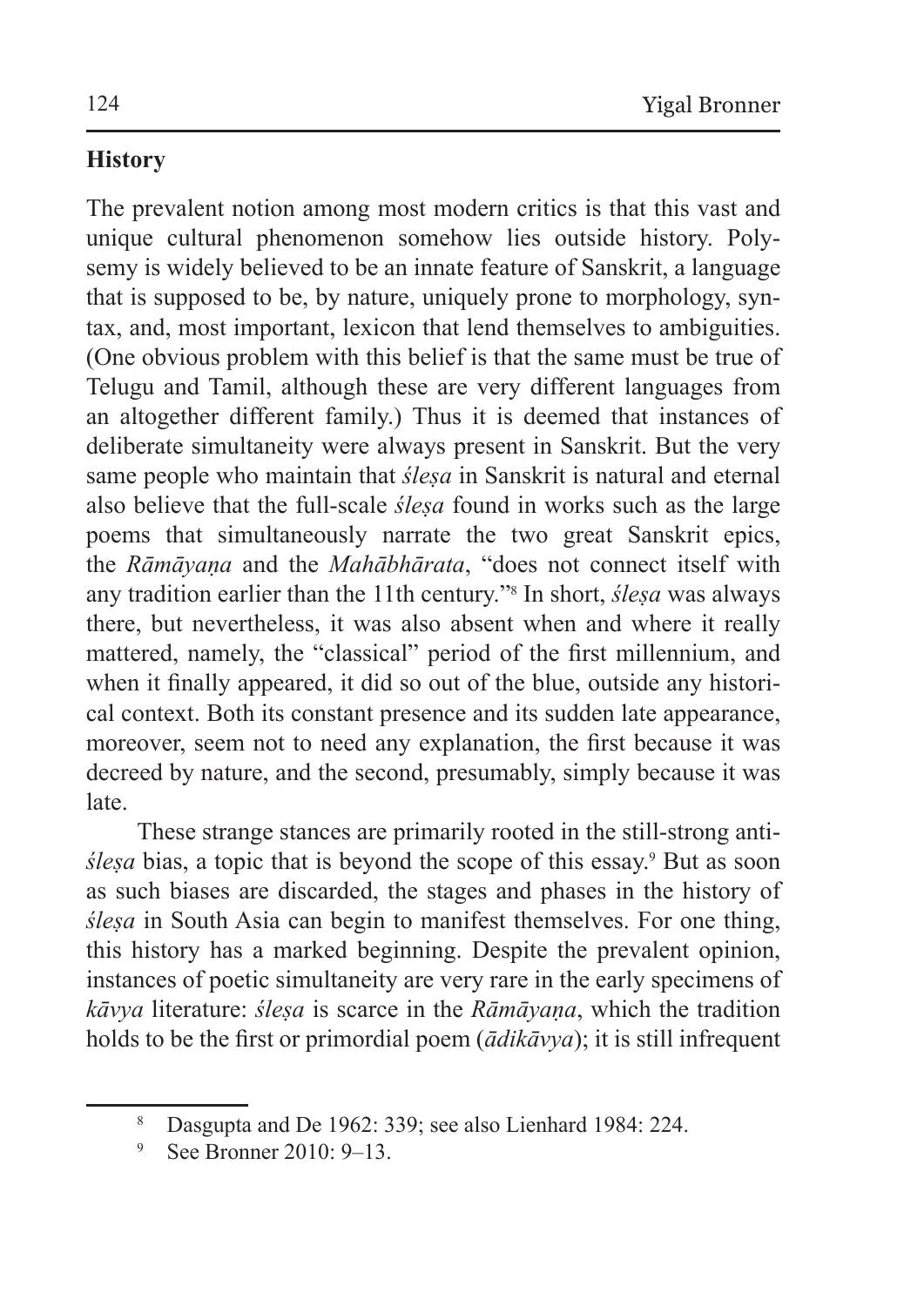**History**

The prevalent notion among most modern critics is that this vast and unique cultural phenomenon somehow lies outside history. Polysemy is widely believed to be an innate feature of Sanskrit, a language that is supposed to be, by nature, uniquely prone to morphology, syntax, and, most important, lexicon that lend themselves to ambiguities. (One obvious problem with this belief is that the same must be true of Telugu and Tamil, although these are very different languages from an altogether different family.) Thus it is deemed that instances of deliberate simultaneity were always present in Sanskrit. But the very same people who maintain that *śleṣa* in Sanskrit is natural and eternal also believe that the full-scale *śleṣa* found in works such as the large poems that simultaneously narrate the two great Sanskrit epics, the *Rāmāyaṇa* and the *Mahābhārata*, "does not connect itself with any tradition earlier than the 11th century."[8] In short, *śleṣa* was always there, but nevertheless, it was also absent when and where it really mattered, namely, the "classical" period of the first millennium, and when it finally appeared, it did so out of the blue, outside any historical context. Both its constant presence and its sudden late appearance, moreover, seem not to need any explanation, the first because it was decreed by nature, and the second, presumably, simply because it was late.

These strange stances are primarily rooted in the still-strong anti-*śleṣa* bias, a topic that is beyond the scope of this essay.[9] But as soon as such biases are discarded, the stages and phases in the history of *śleṣa* in South Asia can begin to manifest themselves. For one thing, this history has a marked beginning. Despite the prevalent opinion, instances of poetic simultaneity are very rare in the early specimens of *kāvya* literature: *śleṣa* is scarce in the *Rāmāyaṇa*, which the tradition holds to be the first or primordial poem (*ādikāvya*); it is still infrequent

---

[8] Dasgupta and De 1962: 339; see also Lienhard 1984: 224.

[9] See Bronner 2010: 9–13.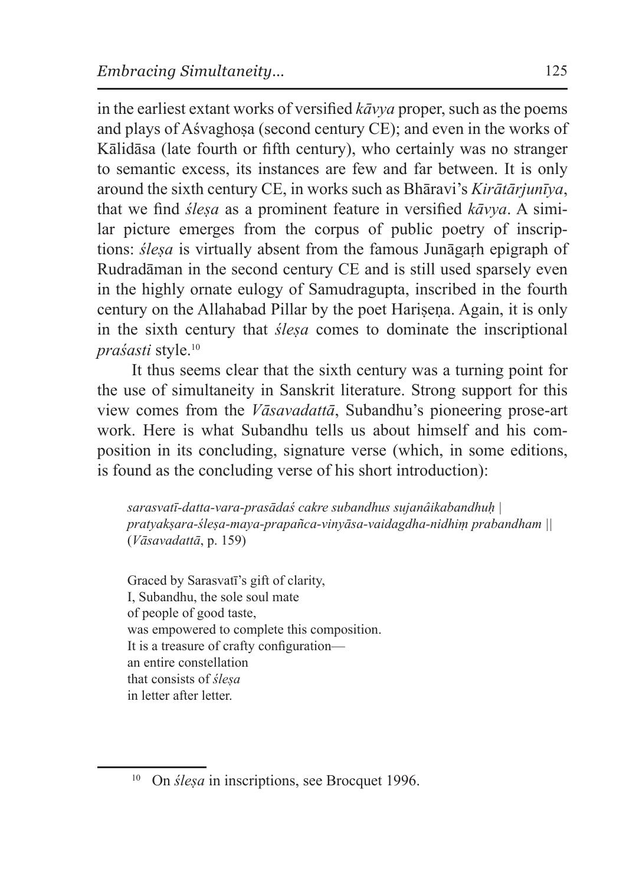in the earliest extant works of versified *kāvya* proper, such as the poems and plays of Aśvaghoṣa (second century CE); and even in the works of Kālidāsa (late fourth or fifth century), who certainly was no stranger to semantic excess, its instances are few and far between. It is only around the sixth century CE, in works such as Bhāravi's *Kirātārjunīya*, that we find *śleṣa* as a prominent feature in versified *kāvya*. A similar picture emerges from the corpus of public poetry of inscriptions: *śleṣa* is virtually absent from the famous Junāgaṛh epigraph of Rudradāman in the second century CE and is still used sparsely even in the highly ornate eulogy of Samudragupta, inscribed in the fourth century on the Allahabad Pillar by the poet Hariṣeṇa. Again, it is only in the sixth century that *śleṣa* comes to dominate the inscriptional *praśasti* style.[10]

It thus seems clear that the sixth century was a turning point for the use of simultaneity in Sanskrit literature. Strong support for this view comes from the *Vāsavadattā*, Subandhu's pioneering prose-art work. Here is what Subandhu tells us about himself and his composition in its concluding, signature verse (which, in some editions, is found as the concluding verse of his short introduction):

> *sarasvatī-datta-vara-prasādaś cakre subandhus sujanâikabandhuḥ |*
> *pratyakṣara-śleṣa-maya-prapañca-vinyāsa-vaidagdha-nidhiṃ prabandham ||*
> (*Vāsavadattā*, p. 159)

> Graced by Sarasvatī's gift of clarity,
> I, Subandhu, the sole soul mate
> of people of good taste,
> was empowered to complete this composition.
> It is a treasure of crafty configuration—
> an entire constellation
> that consists of *śleṣa*
> in letter after letter.

[10] On *śleṣa* in inscriptions, see Brocquet 1996.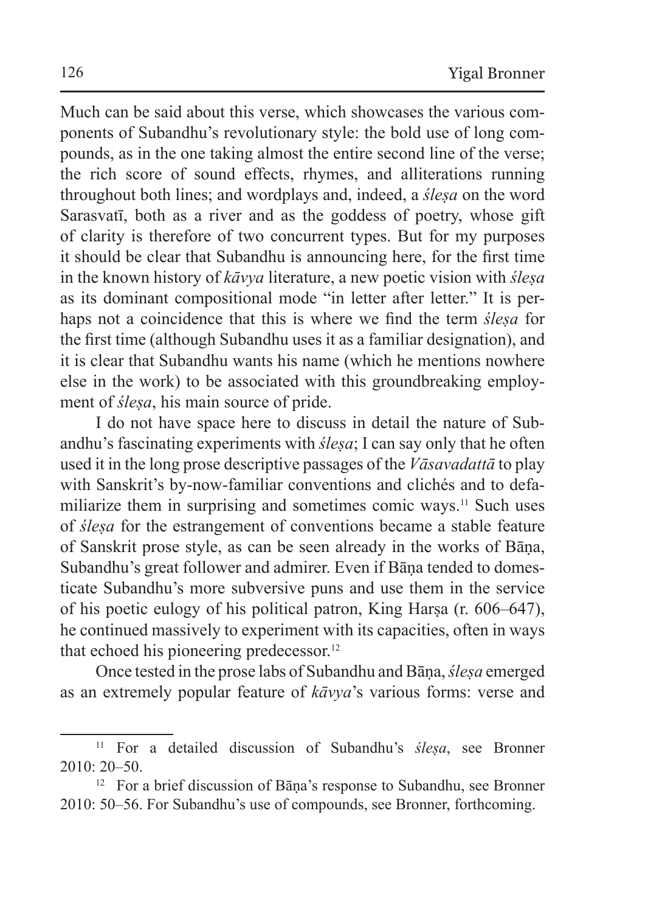Much can be said about this verse, which showcases the various components of Subandhu's revolutionary style: the bold use of long compounds, as in the one taking almost the entire second line of the verse; the rich score of sound effects, rhymes, and alliterations running throughout both lines; and wordplays and, indeed, a *śleṣa* on the word Sarasvatī, both as a river and as the goddess of poetry, whose gift of clarity is therefore of two concurrent types. But for my purposes it should be clear that Subandhu is announcing here, for the first time in the known history of *kāvya* literature, a new poetic vision with *śleṣa* as its dominant compositional mode "in letter after letter." It is perhaps not a coincidence that this is where we find the term *śleṣa* for the first time (although Subandhu uses it as a familiar designation), and it is clear that Subandhu wants his name (which he mentions nowhere else in the work) to be associated with this groundbreaking employment of *śleṣa*, his main source of pride.

I do not have space here to discuss in detail the nature of Subandhu's fascinating experiments with *śleṣa*; I can say only that he often used it in the long prose descriptive passages of the *Vāsavadattā* to play with Sanskrit's by-now-familiar conventions and clichés and to defamiliarize them in surprising and sometimes comic ways.[11] Such uses of *śleṣa* for the estrangement of conventions became a stable feature of Sanskrit prose style, as can be seen already in the works of Bāṇa, Subandhu's great follower and admirer. Even if Bāṇa tended to domesticate Subandhu's more subversive puns and use them in the service of his poetic eulogy of his political patron, King Harṣa (r. 606–647), he continued massively to experiment with its capacities, often in ways that echoed his pioneering predecessor.[12]

Once tested in the prose labs of Subandhu and Bāṇa, *śleṣa* emerged as an extremely popular feature of *kāvya*'s various forms: verse and

---

[11] For a detailed discussion of Subandhu's *śleṣa*, see Bronner 2010: 20–50.

[12] For a brief discussion of Bāṇa's response to Subandhu, see Bronner 2010: 50–56. For Subandhu's use of compounds, see Bronner, forthcoming.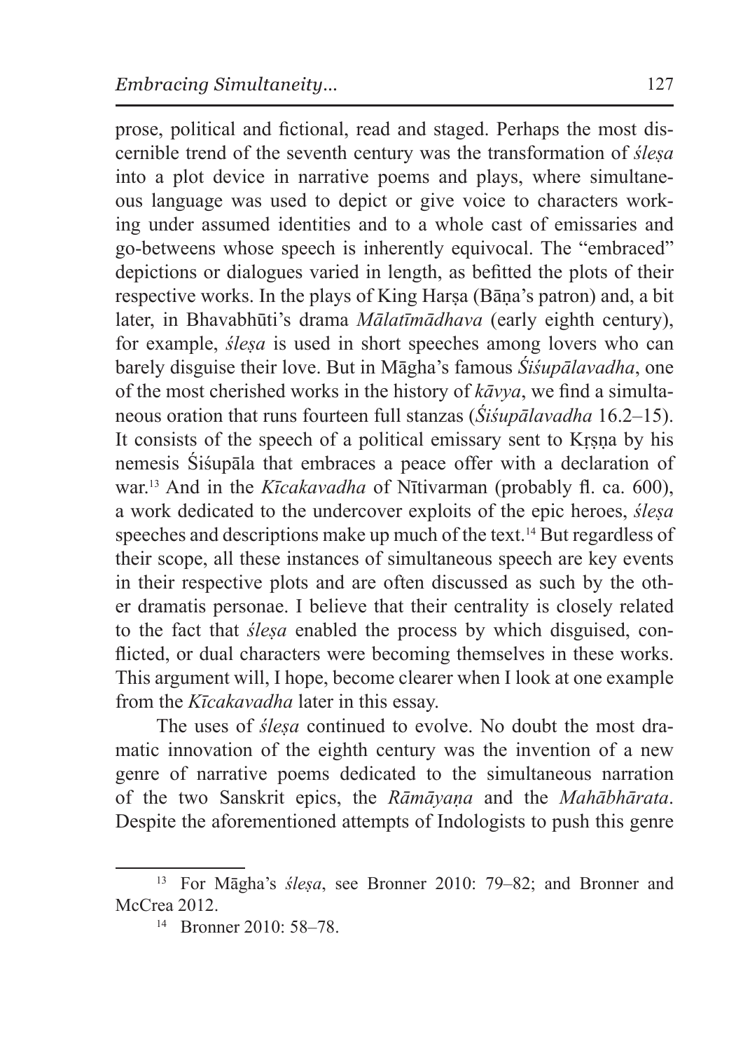prose, political and fictional, read and staged. Perhaps the most discernible trend of the seventh century was the transformation of *śleṣa* into a plot device in narrative poems and plays, where simultaneous language was used to depict or give voice to characters working under assumed identities and to a whole cast of emissaries and go-betweens whose speech is inherently equivocal. The "embraced" depictions or dialogues varied in length, as befitted the plots of their respective works. In the plays of King Harṣa (Bāṇa's patron) and, a bit later, in Bhavabhūti's drama *Mālatīmādhava* (early eighth century), for example, *śleṣa* is used in short speeches among lovers who can barely disguise their love. But in Māgha's famous *Śiśupālavadha*, one of the most cherished works in the history of *kāvya*, we find a simultaneous oration that runs fourteen full stanzas (*Śiśupālavadha* 16.2–15). It consists of the speech of a political emissary sent to Kṛṣṇa by his nemesis Śiśupāla that embraces a peace offer with a declaration of war.[13] And in the *Kīcakavadha* of Nītivarman (probably fl. ca. 600), a work dedicated to the undercover exploits of the epic heroes, *śleṣa* speeches and descriptions make up much of the text.[14] But regardless of their scope, all these instances of simultaneous speech are key events in their respective plots and are often discussed as such by the other dramatis personae. I believe that their centrality is closely related to the fact that *śleṣa* enabled the process by which disguised, conflicted, or dual characters were becoming themselves in these works. This argument will, I hope, become clearer when I look at one example from the *Kīcakavadha* later in this essay.

The uses of *śleṣa* continued to evolve. No doubt the most dramatic innovation of the eighth century was the invention of a new genre of narrative poems dedicated to the simultaneous narration of the two Sanskrit epics, the *Rāmāyaṇa* and the *Mahābhārata*. Despite the aforementioned attempts of Indologists to push this genre

---

[13] For Māgha's *śleṣa*, see Bronner 2010: 79–82; and Bronner and McCrea 2012.

[14] Bronner 2010: 58–78.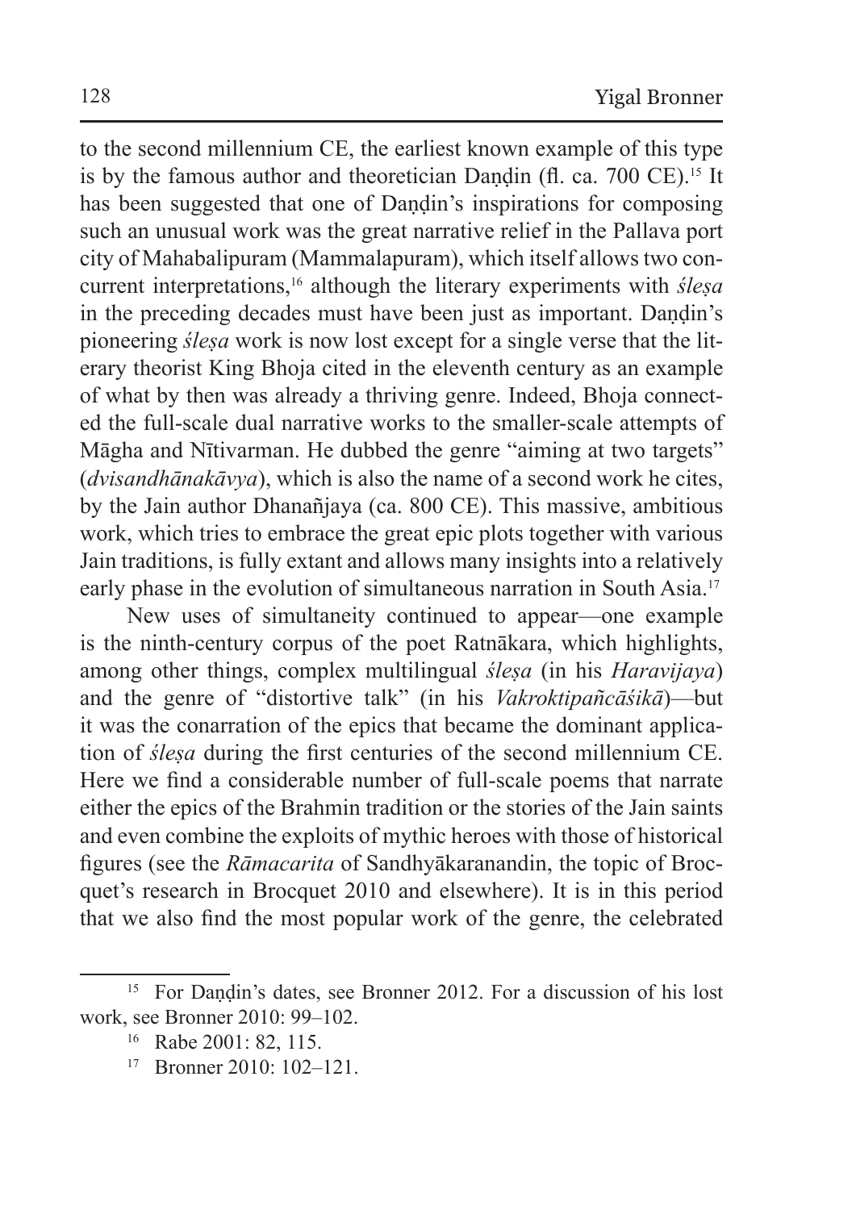to the second millennium CE, the earliest known example of this type is by the famous author and theoretician Daṇḍin (fl. ca. 700 CE).[15] It has been suggested that one of Daṇḍin's inspirations for composing such an unusual work was the great narrative relief in the Pallava port city of Mahabalipuram (Mammalapuram), which itself allows two concurrent interpretations,[16] although the literary experiments with *śleṣa* in the preceding decades must have been just as important. Daṇḍin's pioneering *śleṣa* work is now lost except for a single verse that the literary theorist King Bhoja cited in the eleventh century as an example of what by then was already a thriving genre. Indeed, Bhoja connected the full-scale dual narrative works to the smaller-scale attempts of Māgha and Nītivarman. He dubbed the genre "aiming at two targets" (*dvisandhānakāvya*), which is also the name of a second work he cites, by the Jain author Dhanañjaya (ca. 800 CE). This massive, ambitious work, which tries to embrace the great epic plots together with various Jain traditions, is fully extant and allows many insights into a relatively early phase in the evolution of simultaneous narration in South Asia.[17]

New uses of simultaneity continued to appear—one example is the ninth-century corpus of the poet Ratnākara, which highlights, among other things, complex multilingual *śleṣa* (in his *Haravijaya*) and the genre of "distortive talk" (in his *Vakroktipañcāśikā*)—but it was the conarration of the epics that became the dominant application of *śleṣa* during the first centuries of the second millennium CE. Here we find a considerable number of full-scale poems that narrate either the epics of the Brahmin tradition or the stories of the Jain saints and even combine the exploits of mythic heroes with those of historical figures (see the *Rāmacarita* of Sandhyākaranandin, the topic of Brocquet's research in Brocquet 2010 and elsewhere). It is in this period that we also find the most popular work of the genre, the celebrated

---

[15] For Daṇḍin's dates, see Bronner 2012. For a discussion of his lost work, see Bronner 2010: 99–102.

[16] Rabe 2001: 82, 115.

[17] Bronner 2010: 102–121.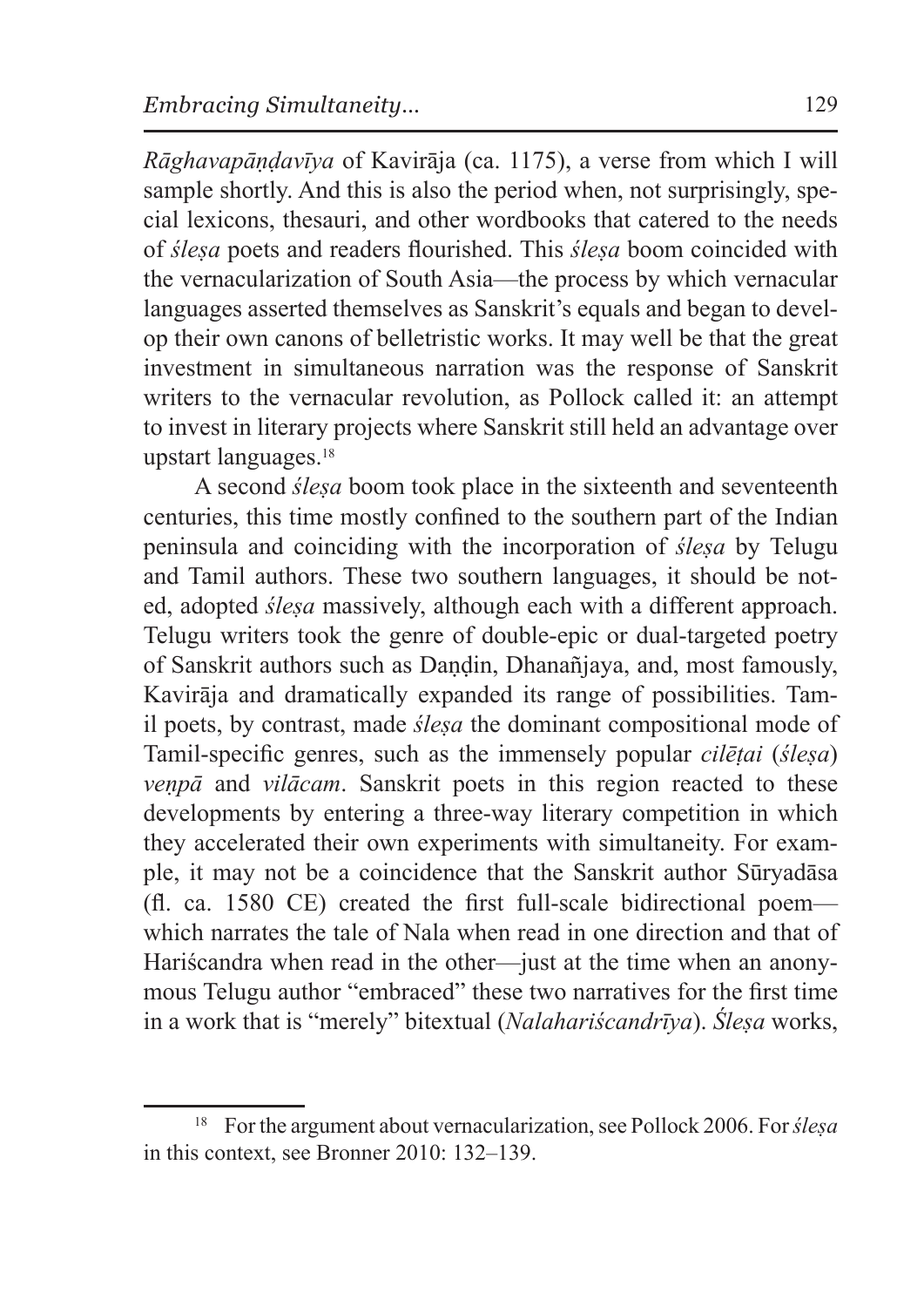*Rāghavapāṇḍavīya* of Kavirāja (ca. 1175), a verse from which I will sample shortly. And this is also the period when, not surprisingly, special lexicons, thesauri, and other wordbooks that catered to the needs of *śleṣa* poets and readers flourished. This *śleṣa* boom coincided with the vernacularization of South Asia—the process by which vernacular languages asserted themselves as Sanskrit's equals and began to develop their own canons of belletristic works. It may well be that the great investment in simultaneous narration was the response of Sanskrit writers to the vernacular revolution, as Pollock called it: an attempt to invest in literary projects where Sanskrit still held an advantage over upstart languages.[18]

A second *śleṣa* boom took place in the sixteenth and seventeenth centuries, this time mostly confined to the southern part of the Indian peninsula and coinciding with the incorporation of *śleṣa* by Telugu and Tamil authors. These two southern languages, it should be noted, adopted *śleṣa* massively, although each with a different approach. Telugu writers took the genre of double-epic or dual-targeted poetry of Sanskrit authors such as Daṇḍin, Dhanañjaya, and, most famously, Kavirāja and dramatically expanded its range of possibilities. Tamil poets, by contrast, made *śleṣa* the dominant compositional mode of Tamil-specific genres, such as the immensely popular *cilēṭai* (*śleṣa*) *veṇpā* and *vilācam*. Sanskrit poets in this region reacted to these developments by entering a three-way literary competition in which they accelerated their own experiments with simultaneity. For example, it may not be a coincidence that the Sanskrit author Sūryadāsa (fl. ca. 1580 CE) created the first full-scale bidirectional poem—which narrates the tale of Nala when read in one direction and that of Hariścandra when read in the other—just at the time when an anonymous Telugu author "embraced" these two narratives for the first time in a work that is "merely" bitextual (*Nalahariścandrīya*). *Śleṣa* works,

[18] For the argument about vernacularization, see Pollock 2006. For *śleṣa* in this context, see Bronner 2010: 132–139.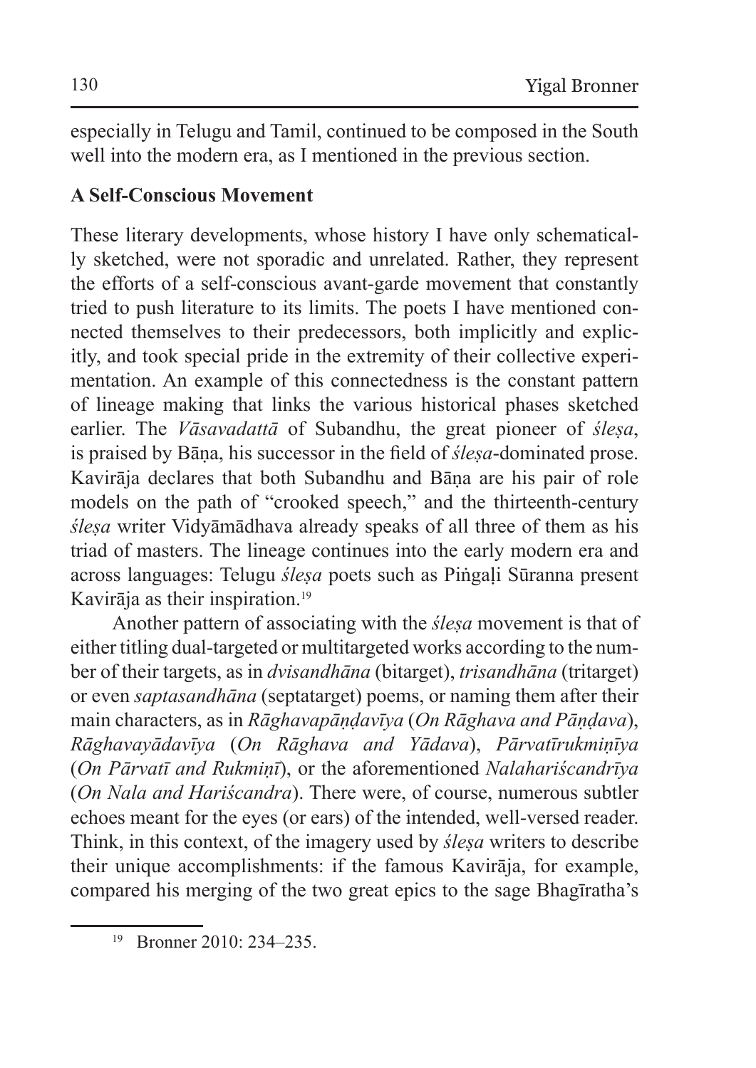especially in Telugu and Tamil, continued to be composed in the South well into the modern era, as I mentioned in the previous section.

## A Self-Conscious Movement

These literary developments, whose history I have only schematically sketched, were not sporadic and unrelated. Rather, they represent the efforts of a self-conscious avant-garde movement that constantly tried to push literature to its limits. The poets I have mentioned connected themselves to their predecessors, both implicitly and explicitly, and took special pride in the extremity of their collective experimentation. An example of this connectedness is the constant pattern of lineage making that links the various historical phases sketched earlier. The *Vāsavadattā* of Subandhu, the great pioneer of *śleṣa*, is praised by Bāṇa, his successor in the field of *śleṣa*-dominated prose. Kavirāja declares that both Subandhu and Bāṇa are his pair of role models on the path of "crooked speech," and the thirteenth-century *śleṣa* writer Vidyāmādhava already speaks of all three of them as his triad of masters. The lineage continues into the early modern era and across languages: Telugu *śleṣa* poets such as Piṅgaḷi Sūranna present Kavirāja as their inspiration.[19]

Another pattern of associating with the *śleṣa* movement is that of either titling dual-targeted or multitargeted works according to the number of their targets, as in *dvisandhāna* (bitarget), *trisandhāna* (tritarget) or even *saptasandhāna* (septatarget) poems, or naming them after their main characters, as in *Rāghavapāṇḍavīya* (*On Rāghava and Pāṇḍava*), *Rāghavayādavīya* (*On Rāghava and Yādava*), *Pārvatīrukmiṇīya* (*On Pārvatī and Rukmiṇī*), or the aforementioned *Nalahariścandrīya* (*On Nala and Hariścandra*). There were, of course, numerous subtler echoes meant for the eyes (or ears) of the intended, well-versed reader. Think, in this context, of the imagery used by *śleṣa* writers to describe their unique accomplishments: if the famous Kavirāja, for example, compared his merging of the two great epics to the sage Bhagīratha's

[19] Bronner 2010: 234–235.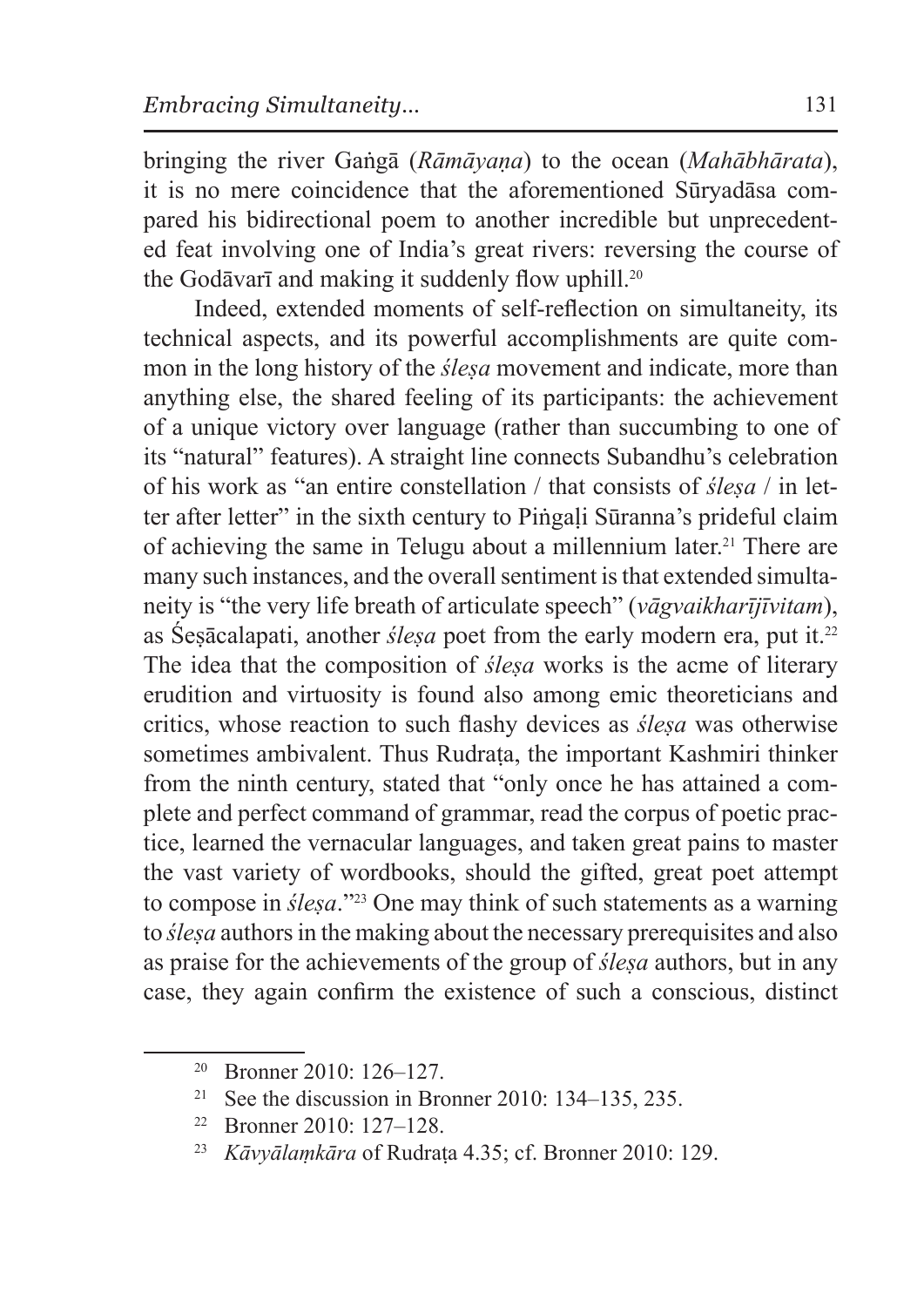bringing the river Gaṅgā (*Rāmāyaṇa*) to the ocean (*Mahābhārata*), it is no mere coincidence that the aforementioned Sūryadāsa compared his bidirectional poem to another incredible but unprecedented feat involving one of India's great rivers: reversing the course of the Godāvarī and making it suddenly flow uphill.[20]

Indeed, extended moments of self-reflection on simultaneity, its technical aspects, and its powerful accomplishments are quite common in the long history of the *śleṣa* movement and indicate, more than anything else, the shared feeling of its participants: the achievement of a unique victory over language (rather than succumbing to one of its "natural" features). A straight line connects Subandhu's celebration of his work as "an entire constellation / that consists of *śleṣa* / in letter after letter" in the sixth century to Piṅgaḷi Sūranna's prideful claim of achieving the same in Telugu about a millennium later.[21] There are many such instances, and the overall sentiment is that extended simultaneity is "the very life breath of articulate speech" (*vāgvaikharījīvitam*), as Śeṣācalapati, another *śleṣa* poet from the early modern era, put it.[22] The idea that the composition of *śleṣa* works is the acme of literary erudition and virtuosity is found also among emic theoreticians and critics, whose reaction to such flashy devices as *śleṣa* was otherwise sometimes ambivalent. Thus Rudraṭa, the important Kashmiri thinker from the ninth century, stated that "only once he has attained a complete and perfect command of grammar, read the corpus of poetic practice, learned the vernacular languages, and taken great pains to master the vast variety of wordbooks, should the gifted, great poet attempt to compose in *śleṣa*."[23] One may think of such statements as a warning to *śleṣa* authors in the making about the necessary prerequisites and also as praise for the achievements of the group of *śleṣa* authors, but in any case, they again confirm the existence of such a conscious, distinct

---

[20] Bronner 2010: 126–127.

[21] See the discussion in Bronner 2010: 134–135, 235.

[22] Bronner 2010: 127–128.

[23] *Kāvyālaṃkāra* of Rudraṭa 4.35; cf. Bronner 2010: 129.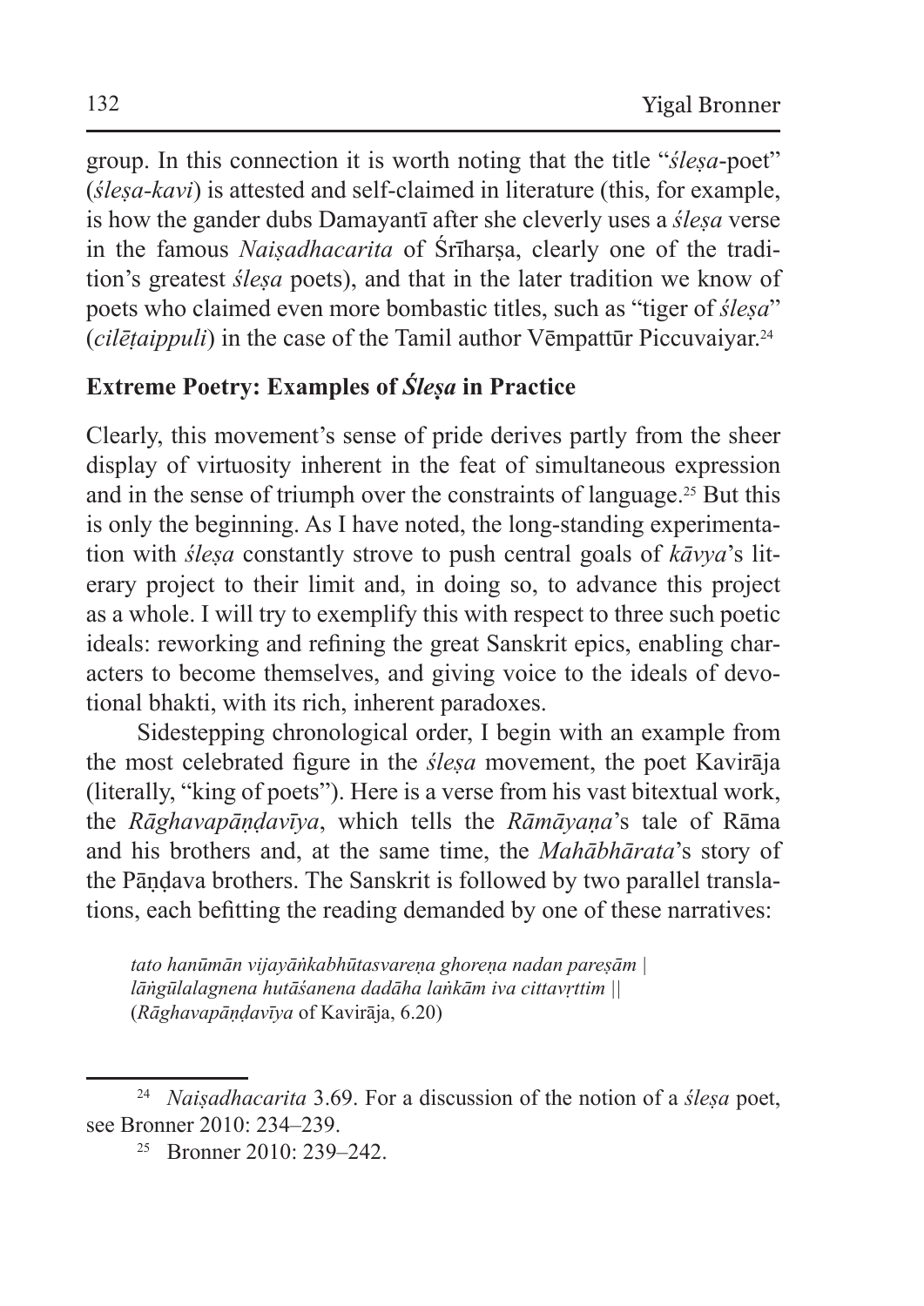group. In this connection it is worth noting that the title "*śleṣa*-poet" (*śleṣa-kavi*) is attested and self-claimed in literature (this, for example, is how the gander dubs Damayantī after she cleverly uses a *śleṣa* verse in the famous *Naiṣadhacarita* of Śrīharṣa, clearly one of the tradition's greatest *śleṣa* poets), and that in the later tradition we know of poets who claimed even more bombastic titles, such as "tiger of *śleṣa*" (*cilēṭaippuli*) in the case of the Tamil author Vēmpattūr Piccuvaiyar.[24]

## Extreme Poetry: Examples of *Śleṣa* in Practice

Clearly, this movement's sense of pride derives partly from the sheer display of virtuosity inherent in the feat of simultaneous expression and in the sense of triumph over the constraints of language.[25] But this is only the beginning. As I have noted, the long-standing experimentation with *śleṣa* constantly strove to push central goals of *kāvya*'s literary project to their limit and, in doing so, to advance this project as a whole. I will try to exemplify this with respect to three such poetic ideals: reworking and refining the great Sanskrit epics, enabling characters to become themselves, and giving voice to the ideals of devotional bhakti, with its rich, inherent paradoxes.

Sidestepping chronological order, I begin with an example from the most celebrated figure in the *śleṣa* movement, the poet Kavirāja (literally, "king of poets"). Here is a verse from his vast bitextual work, the *Rāghavapāṇḍavīya*, which tells the *Rāmāyaṇa*'s tale of Rāma and his brothers and, at the same time, the *Mahābhārata*'s story of the Pāṇḍava brothers. The Sanskrit is followed by two parallel translations, each befitting the reading demanded by one of these narratives:

> *tato hanūmān vijayāṅkabhūtasvareṇa ghoreṇa nadan pareṣām |*
> *lāṅgūlalagnena hutāśanena dadāha laṅkām iva cittavṛttim ||*
> (*Rāghavapāṇḍavīya* of Kavirāja, 6.20)

---

[24] *Naiṣadhacarita* 3.69. For a discussion of the notion of a *śleṣa* poet, see Bronner 2010: 234–239.

[25] Bronner 2010: 239–242.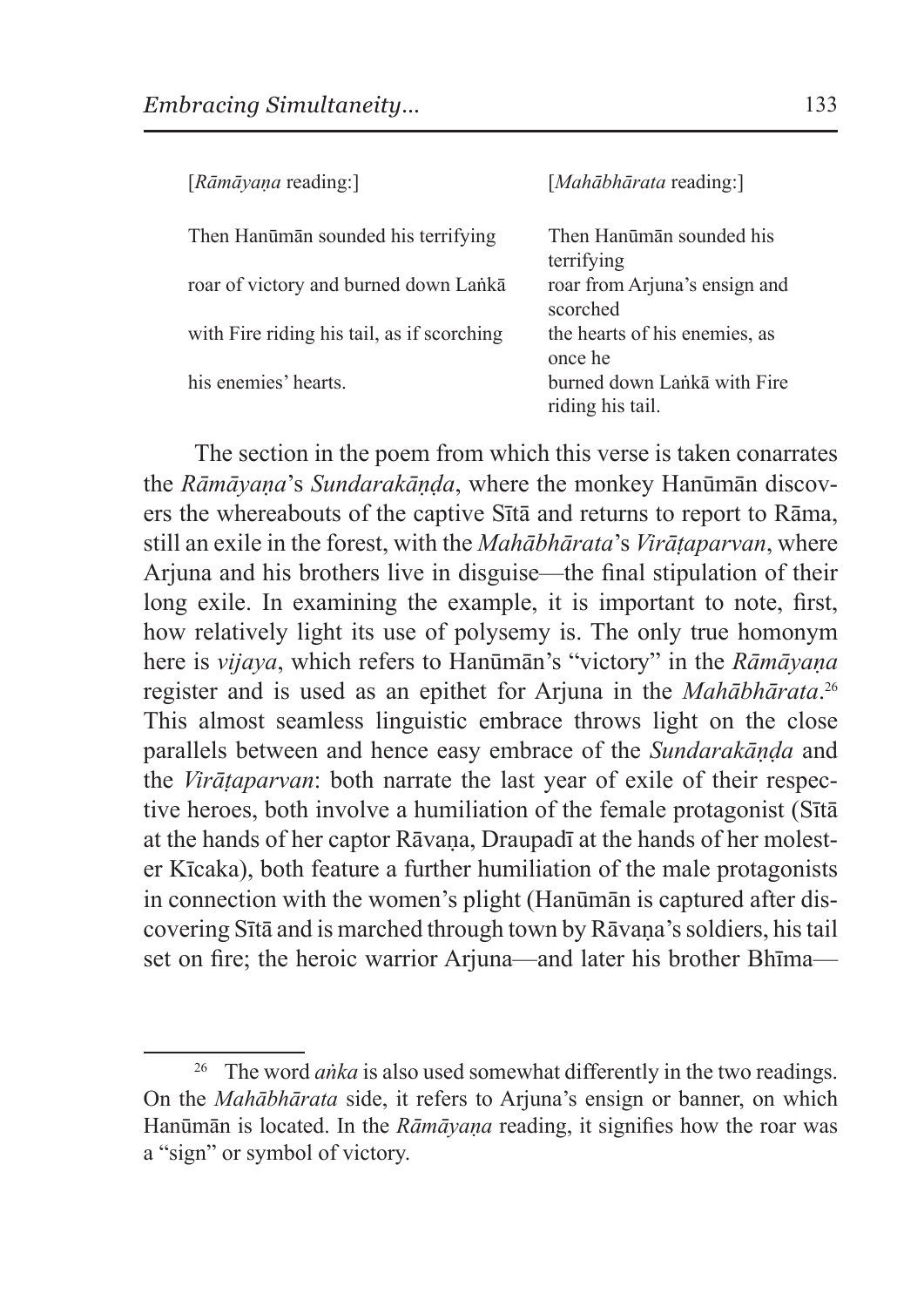| [*Rāmāyaṇa* reading:] | [*Mahābhārata* reading:] |
|---|---|
| Then Hanūmān sounded his terrifying | Then Hanūmān sounded his terrifying |
| roar of victory and burned down Laṅkā | roar from Arjuna's ensign and scorched |
| with Fire riding his tail, as if scorching | the hearts of his enemies, as once he |
| his enemies' hearts. | burned down Laṅkā with Fire riding his tail. |

The section in the poem from which this verse is taken conarrates the *Rāmāyaṇa*'s *Sundarakāṇḍa*, where the monkey Hanūmān discovers the whereabouts of the captive Sītā and returns to report to Rāma, still an exile in the forest, with the *Mahābhārata*'s *Virāṭaparvan*, where Arjuna and his brothers live in disguise—the final stipulation of their long exile. In examining the example, it is important to note, first, how relatively light its use of polysemy is. The only true homonym here is *vijaya*, which refers to Hanūmān's "victory" in the *Rāmāyaṇa* register and is used as an epithet for Arjuna in the *Mahābhārata*.[26] This almost seamless linguistic embrace throws light on the close parallels between and hence easy embrace of the *Sundarakāṇḍa* and the *Virāṭaparvan*: both narrate the last year of exile of their respective heroes, both involve a humiliation of the female protagonist (Sītā at the hands of her captor Rāvaṇa, Draupadī at the hands of her molester Kīcaka), both feature a further humiliation of the male protagonists in connection with the women's plight (Hanūmān is captured after discovering Sītā and is marched through town by Rāvaṇa's soldiers, his tail set on fire; the heroic warrior Arjuna—and later his brother Bhīma—

[26] The word *aṅka* is also used somewhat differently in the two readings. On the *Mahābhārata* side, it refers to Arjuna's ensign or banner, on which Hanūmān is located. In the *Rāmāyaṇa* reading, it signifies how the roar was a "sign" or symbol of victory.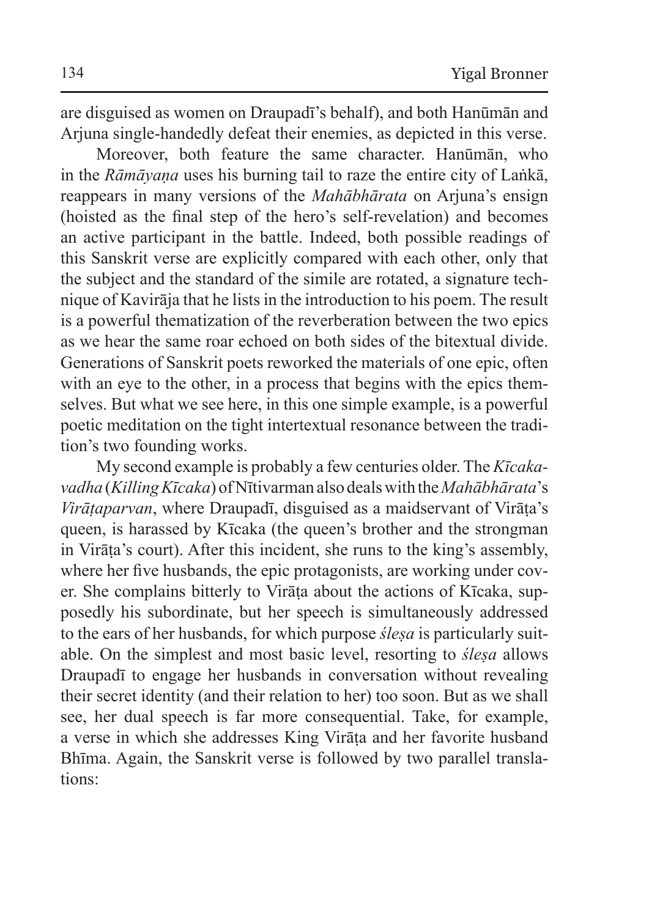are disguised as women on Draupadī's behalf), and both Hanūmān and Arjuna single-handedly defeat their enemies, as depicted in this verse.

Moreover, both feature the same character. Hanūmān, who in the *Rāmāyaṇa* uses his burning tail to raze the entire city of Laṅkā, reappears in many versions of the *Mahābhārata* on Arjuna's ensign (hoisted as the final step of the hero's self-revelation) and becomes an active participant in the battle. Indeed, both possible readings of this Sanskrit verse are explicitly compared with each other, only that the subject and the standard of the simile are rotated, a signature technique of Kavirāja that he lists in the introduction to his poem. The result is a powerful thematization of the reverberation between the two epics as we hear the same roar echoed on both sides of the bitextual divide. Generations of Sanskrit poets reworked the materials of one epic, often with an eye to the other, in a process that begins with the epics themselves. But what we see here, in this one simple example, is a powerful poetic meditation on the tight intertextual resonance between the tradition's two founding works.

My second example is probably a few centuries older. The *Kīcakavadha* (*Killing Kīcaka*) of Nītivarman also deals with the *Mahābhārata*'s *Virāṭaparvan*, where Draupadī, disguised as a maidservant of Virāṭa's queen, is harassed by Kīcaka (the queen's brother and the strongman in Virāṭa's court). After this incident, she runs to the king's assembly, where her five husbands, the epic protagonists, are working under cover. She complains bitterly to Virāṭa about the actions of Kīcaka, supposedly his subordinate, but her speech is simultaneously addressed to the ears of her husbands, for which purpose *śleṣa* is particularly suitable. On the simplest and most basic level, resorting to *śleṣa* allows Draupadī to engage her husbands in conversation without revealing their secret identity (and their relation to her) too soon. But as we shall see, her dual speech is far more consequential. Take, for example, a verse in which she addresses King Virāṭa and her favorite husband Bhīma. Again, the Sanskrit verse is followed by two parallel translations: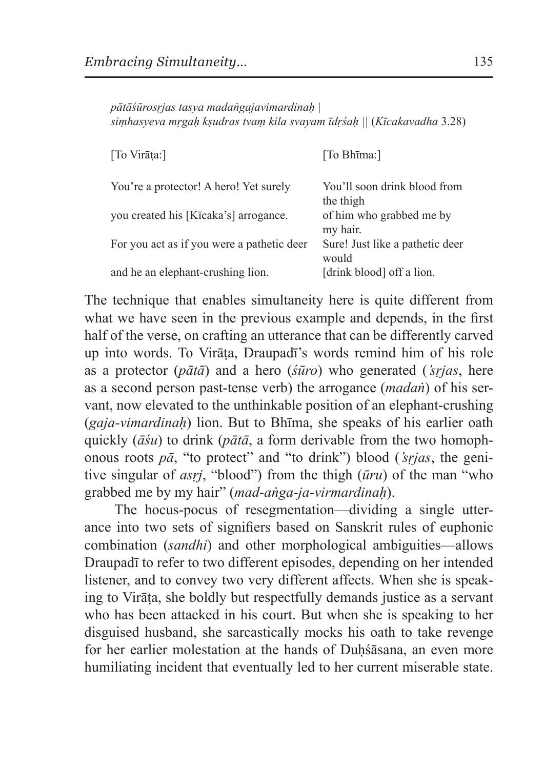*pātāśūrosṛjas tasya madaṅgajavimardinaḥ |*
*siṃhasyeva mṛgaḥ kṣudras tvaṃ kila svayam īdṛśaḥ ||* (*Kīcakavadha* 3.28)

| [To Virāṭa:] | [To Bhīma:] |
|---|---|
| You're a protector! A hero! Yet surely | You'll soon drink blood from the thigh |
| you created his [Kīcaka's] arrogance. | of him who grabbed me by my hair. |
| For you act as if you were a pathetic deer | Sure! Just like a pathetic deer would |
| and he an elephant-crushing lion. | [drink blood] off a lion. |

The technique that enables simultaneity here is quite different from what we have seen in the previous example and depends, in the first half of the verse, on crafting an utterance that can be differently carved up into words. To Virāṭa, Draupadī's words remind him of his role as a protector (*pātā*) and a hero (*śūro*) who generated (*'sṛjas*, here as a second person past-tense verb) the arrogance (*madaṅ*) of his servant, now elevated to the unthinkable position of an elephant-crushing (*gaja-vimardinaḥ*) lion. But to Bhīma, she speaks of his earlier oath quickly (*āśu*) to drink (*pātā*, a form derivable from the two homophonous roots *pā*, "to protect" and "to drink") blood (*'sṛjas*, the genitive singular of *asṛj*, "blood") from the thigh (*ūru*) of the man "who grabbed me by my hair" (*mad-aṅga-ja-virmardinaḥ*).

The hocus-pocus of resegmentation—dividing a single utterance into two sets of signifiers based on Sanskrit rules of euphonic combination (*sandhi*) and other morphological ambiguities—allows Draupadī to refer to two different episodes, depending on her intended listener, and to convey two very different affects. When she is speaking to Virāṭa, she boldly but respectfully demands justice as a servant who has been attacked in his court. But when she is speaking to her disguised husband, she sarcastically mocks his oath to take revenge for her earlier molestation at the hands of Duḥśāsana, an even more humiliating incident that eventually led to her current miserable state.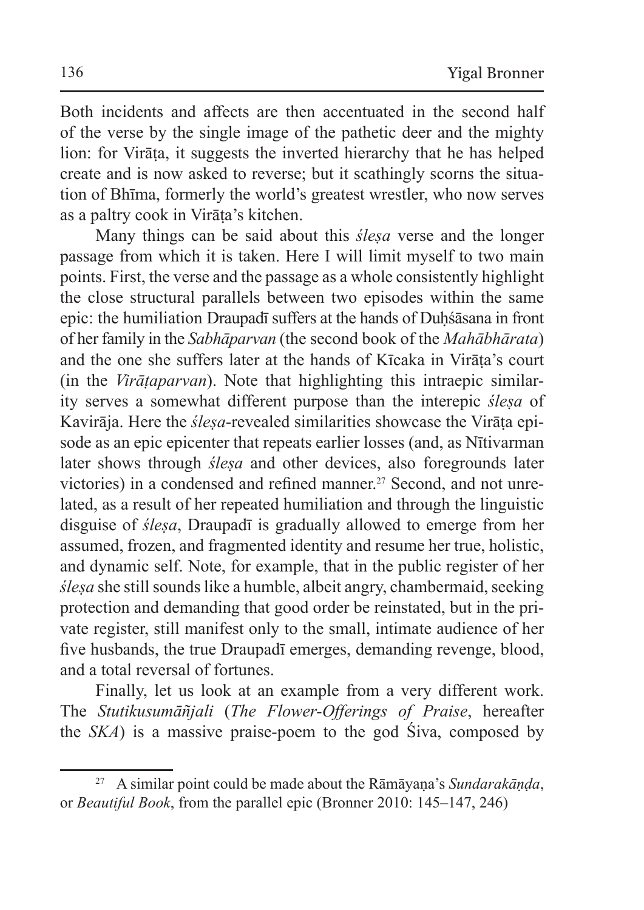Both incidents and affects are then accentuated in the second half of the verse by the single image of the pathetic deer and the mighty lion: for Virāṭa, it suggests the inverted hierarchy that he has helped create and is now asked to reverse; but it scathingly scorns the situation of Bhīma, formerly the world's greatest wrestler, who now serves as a paltry cook in Virāṭa's kitchen.

Many things can be said about this *śleṣa* verse and the longer passage from which it is taken. Here I will limit myself to two main points. First, the verse and the passage as a whole consistently highlight the close structural parallels between two episodes within the same epic: the humiliation Draupadī suffers at the hands of Duḥśāsana in front of her family in the *Sabhāparvan* (the second book of the *Mahābhārata*) and the one she suffers later at the hands of Kīcaka in Virāṭa's court (in the *Virāṭaparvan*). Note that highlighting this intraepic similarity serves a somewhat different purpose than the interepic *śleṣa* of Kavirāja. Here the *śleṣa*-revealed similarities showcase the Virāṭa episode as an epic epicenter that repeats earlier losses (and, as Nītivarman later shows through *śleṣa* and other devices, also foregrounds later victories) in a condensed and refined manner.[27] Second, and not unrelated, as a result of her repeated humiliation and through the linguistic disguise of *śleṣa*, Draupadī is gradually allowed to emerge from her assumed, frozen, and fragmented identity and resume her true, holistic, and dynamic self. Note, for example, that in the public register of her *śleṣa* she still sounds like a humble, albeit angry, chambermaid, seeking protection and demanding that good order be reinstated, but in the private register, still manifest only to the small, intimate audience of her five husbands, the true Draupadī emerges, demanding revenge, blood, and a total reversal of fortunes.

Finally, let us look at an example from a very different work. The *Stutikusumāñjali* (*The Flower-Offerings of Praise*, hereafter the *SKA*) is a massive praise-poem to the god Śiva, composed by

---

[27] A similar point could be made about the Rāmāyaṇa's *Sundarakāṇḍa*, or *Beautiful Book*, from the parallel epic (Bronner 2010: 145–147, 246)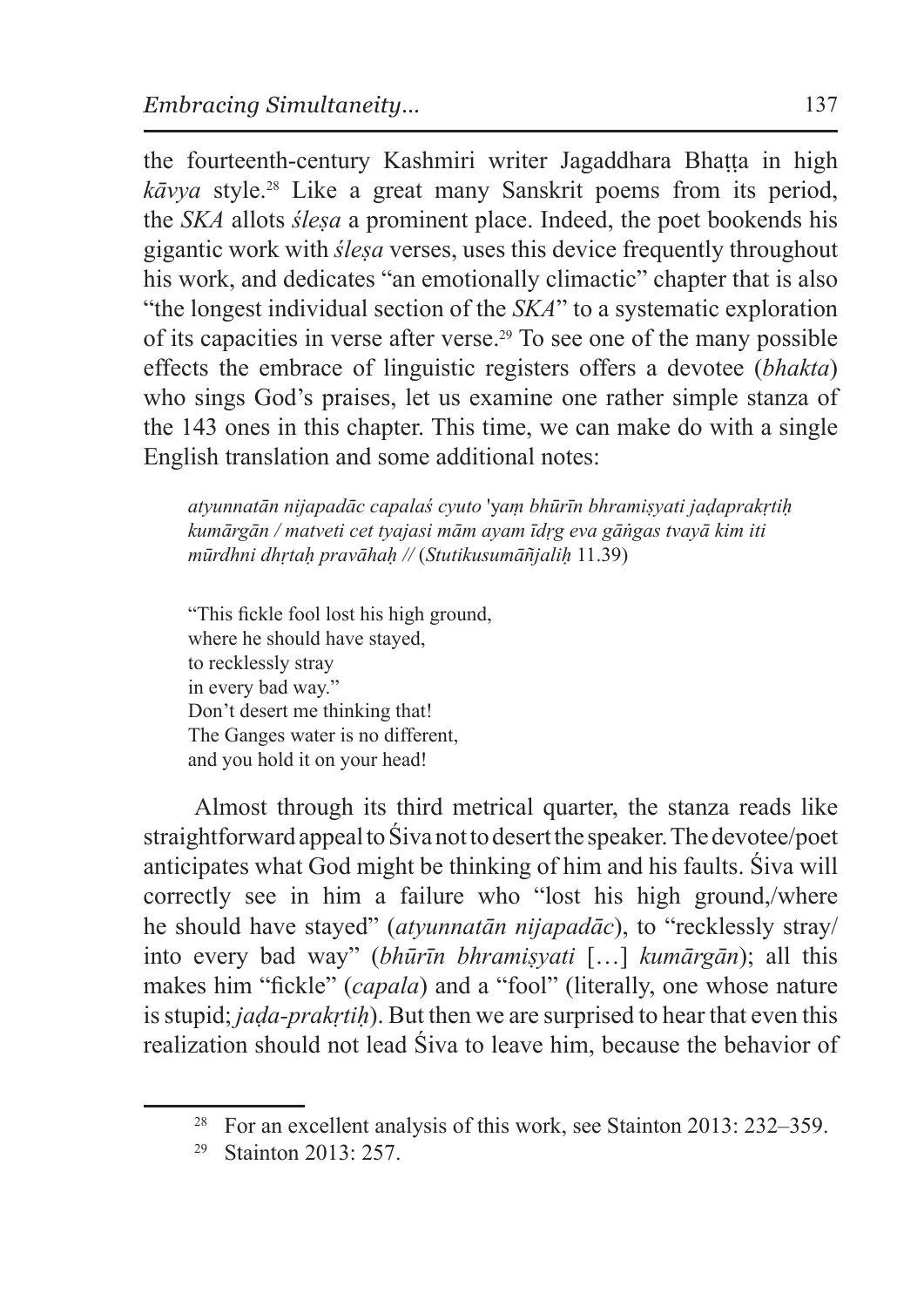the fourteenth-century Kashmiri writer Jagaddhara Bhaṭṭa in high *kāvya* style.[28] Like a great many Sanskrit poems from its period, the *SKA* allots *śleṣa* a prominent place. Indeed, the poet bookends his gigantic work with *śleṣa* verses, uses this device frequently throughout his work, and dedicates "an emotionally climactic" chapter that is also "the longest individual section of the *SKA*" to a systematic exploration of its capacities in verse after verse.[29] To see one of the many possible effects the embrace of linguistic registers offers a devotee (*bhakta*) who sings God's praises, let us examine one rather simple stanza of the 143 ones in this chapter. This time, we can make do with a single English translation and some additional notes:

> *atyunnatān nijapadāc capalaś cyuto 'yaṃ bhūrīn bhramiṣyati jaḍaprakṛtiḥ kumārgān / matveti cet tyajasi mām ayam īdṛg eva gāṅgas tvayā kim iti mūrdhni dhṛtaḥ pravāhaḥ //* (*Stutikusumāñjaliḥ* 11.39)

> "This fickle fool lost his high ground,
> where he should have stayed,
> to recklessly stray
> in every bad way."
> Don't desert me thinking that!
> The Ganges water is no different,
> and you hold it on your head!

Almost through its third metrical quarter, the stanza reads like straightforward appeal to Śiva not to desert the speaker. The devotee/poet anticipates what God might be thinking of him and his faults. Śiva will correctly see in him a failure who "lost his high ground,/where he should have stayed" (*atyunnatān nijapadāc*), to "recklessly stray/ into every bad way" (*bhūrīn bhramiṣyati* […] *kumārgān*); all this makes him "fickle" (*capala*) and a "fool" (literally, one whose nature is stupid; *jaḍa-prakṛtiḥ*). But then we are surprised to hear that even this realization should not lead Śiva to leave him, because the behavior of

[28] For an excellent analysis of this work, see Stainton 2013: 232–359.

[29] Stainton 2013: 257.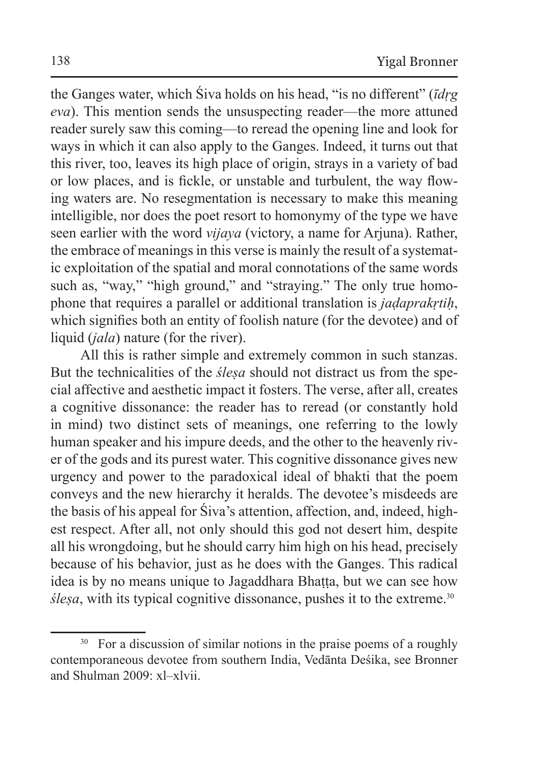the Ganges water, which Śiva holds on his head, "is no different" (*īdṛg eva*). This mention sends the unsuspecting reader—the more attuned reader surely saw this coming—to reread the opening line and look for ways in which it can also apply to the Ganges. Indeed, it turns out that this river, too, leaves its high place of origin, strays in a variety of bad or low places, and is fickle, or unstable and turbulent, the way flowing waters are. No resegmentation is necessary to make this meaning intelligible, nor does the poet resort to homonymy of the type we have seen earlier with the word *vijaya* (victory, a name for Arjuna). Rather, the embrace of meanings in this verse is mainly the result of a systematic exploitation of the spatial and moral connotations of the same words such as, "way," "high ground," and "straying." The only true homophone that requires a parallel or additional translation is *jaḍaprakṛtiḥ*, which signifies both an entity of foolish nature (for the devotee) and of liquid (*jala*) nature (for the river).

All this is rather simple and extremely common in such stanzas. But the technicalities of the *śleṣa* should not distract us from the special affective and aesthetic impact it fosters. The verse, after all, creates a cognitive dissonance: the reader has to reread (or constantly hold in mind) two distinct sets of meanings, one referring to the lowly human speaker and his impure deeds, and the other to the heavenly river of the gods and its purest water. This cognitive dissonance gives new urgency and power to the paradoxical ideal of bhakti that the poem conveys and the new hierarchy it heralds. The devotee's misdeeds are the basis of his appeal for Śiva's attention, affection, and, indeed, highest respect. After all, not only should this god not desert him, despite all his wrongdoing, but he should carry him high on his head, precisely because of his behavior, just as he does with the Ganges. This radical idea is by no means unique to Jagaddhara Bhaṭṭa, but we can see how *śleṣa*, with its typical cognitive dissonance, pushes it to the extreme.[30]

[30] For a discussion of similar notions in the praise poems of a roughly contemporaneous devotee from southern India, Vedānta Deśika, see Bronner and Shulman 2009: xl–xlvii.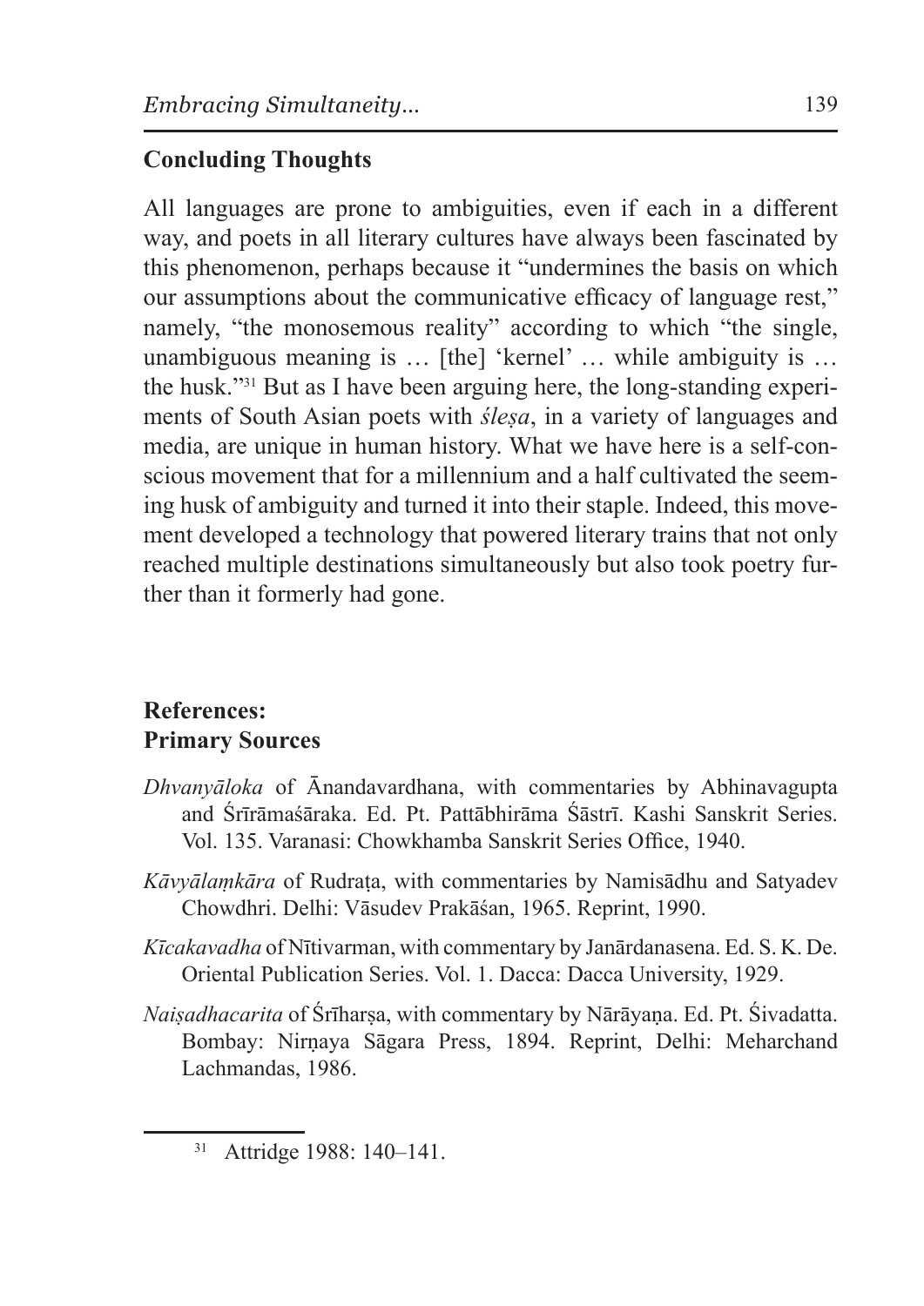## Concluding Thoughts

All languages are prone to ambiguities, even if each in a different way, and poets in all literary cultures have always been fascinated by this phenomenon, perhaps because it "undermines the basis on which our assumptions about the communicative efficacy of language rest," namely, "the monosemous reality" according to which "the single, unambiguous meaning is … [the] 'kernel' … while ambiguity is … the husk."[31] But as I have been arguing here, the long-standing experiments of South Asian poets with *śleṣa*, in a variety of languages and media, are unique in human history. What we have here is a self-conscious movement that for a millennium and a half cultivated the seeming husk of ambiguity and turned it into their staple. Indeed, this movement developed a technology that powered literary trains that not only reached multiple destinations simultaneously but also took poetry further than it formerly had gone.

## References:
## Primary Sources

*Dhvanyāloka* of Ānandavardhana, with commentaries by Abhinavagupta and Śrīrāmaśāraka. Ed. Pt. Pattābhirāma Śāstrī. Kashi Sanskrit Series. Vol. 135. Varanasi: Chowkhamba Sanskrit Series Office, 1940.

*Kāvyālaṃkāra* of Rudraṭa, with commentaries by Namisādhu and Satyadev Chowdhri. Delhi: Vāsudev Prakāśan, 1965. Reprint, 1990.

*Kīcakavadha* of Nītivarman, with commentary by Janārdanasena. Ed. S. K. De. Oriental Publication Series. Vol. 1. Dacca: Dacca University, 1929.

*Naiṣadhacarita* of Śrīharṣa, with commentary by Nārāyaṇa. Ed. Pt. Śivadatta. Bombay: Nirṇaya Sāgara Press, 1894. Reprint, Delhi: Meharchand Lachmandas, 1986.

---

[31] Attridge 1988: 140–141.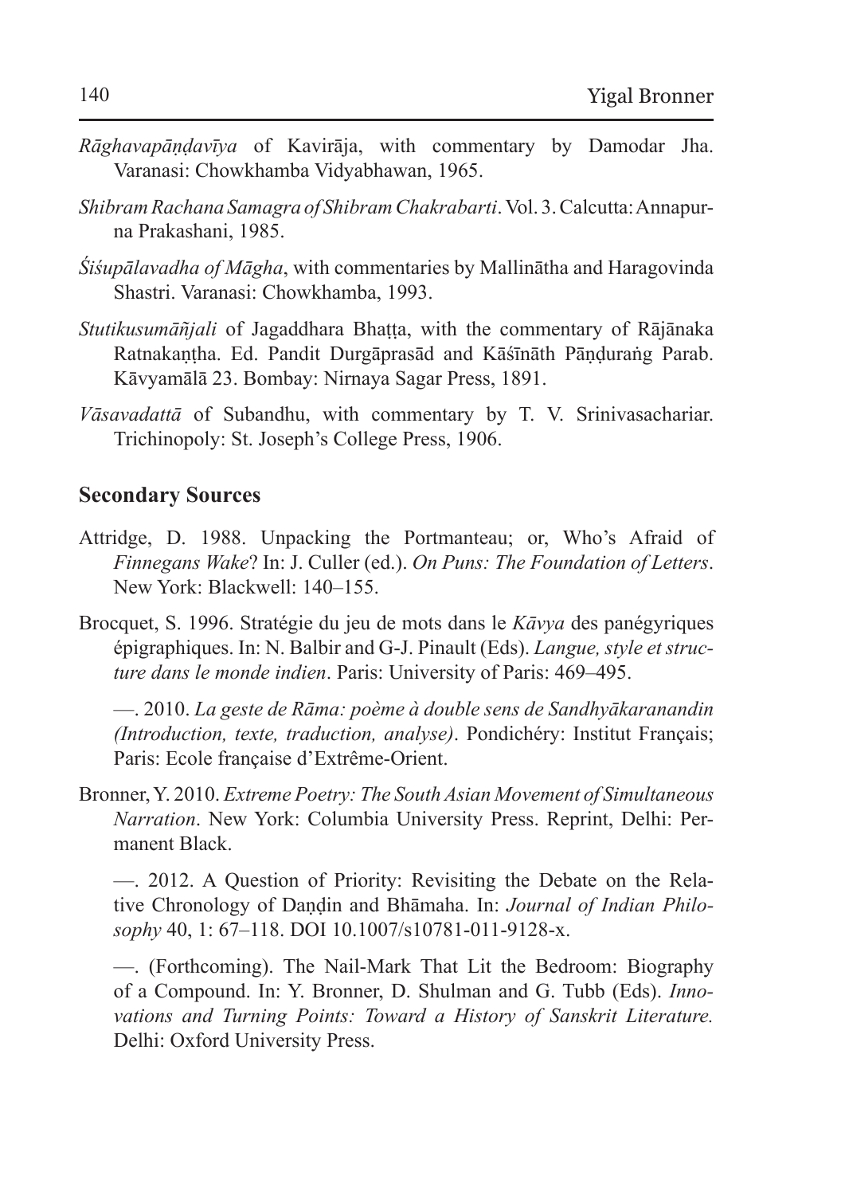*Rāghavapāṇḍavīya* of Kavirāja, with commentary by Damodar Jha. Varanasi: Chowkhamba Vidyabhawan, 1965.

*Shibram Rachana Samagra of Shibram Chakrabarti*. Vol. 3. Calcutta: Annapurna Prakashani, 1985.

*Śiśupālavadha of Māgha*, with commentaries by Mallinātha and Haragovinda Shastri. Varanasi: Chowkhamba, 1993.

*Stutikusumāñjali* of Jagaddhara Bhaṭṭa, with the commentary of Rājānaka Ratnakaṇṭha. Ed. Pandit Durgāprasād and Kāśīnāth Pāṇḍuraṅg Parab. Kāvyamālā 23. Bombay: Nirnaya Sagar Press, 1891.

*Vāsavadattā* of Subandhu, with commentary by T. V. Srinivasachariar. Trichinopoly: St. Joseph's College Press, 1906.

## Secondary Sources

Attridge, D. 1988. Unpacking the Portmanteau; or, Who's Afraid of *Finnegans Wake*? In: J. Culler (ed.). *On Puns: The Foundation of Letters*. New York: Blackwell: 140–155.

Brocquet, S. 1996. Stratégie du jeu de mots dans le *Kāvya* des panégyriques épigraphiques. In: N. Balbir and G-J. Pinault (Eds). *Langue, style et structure dans le monde indien*. Paris: University of Paris: 469–495.

—. 2010. *La geste de Rāma: poème à double sens de Sandhyākaranandin (Introduction, texte, traduction, analyse)*. Pondichéry: Institut Français; Paris: Ecole française d'Extrême-Orient.

Bronner, Y. 2010. *Extreme Poetry: The South Asian Movement of Simultaneous Narration*. New York: Columbia University Press. Reprint, Delhi: Permanent Black.

—. 2012. A Question of Priority: Revisiting the Debate on the Relative Chronology of Daṇḍin and Bhāmaha. In: *Journal of Indian Philosophy* 40, 1: 67–118. DOI 10.1007/s10781-011-9128-x.

—. (Forthcoming). The Nail-Mark That Lit the Bedroom: Biography of a Compound. In: Y. Bronner, D. Shulman and G. Tubb (Eds). *Innovations and Turning Points: Toward a History of Sanskrit Literature.* Delhi: Oxford University Press.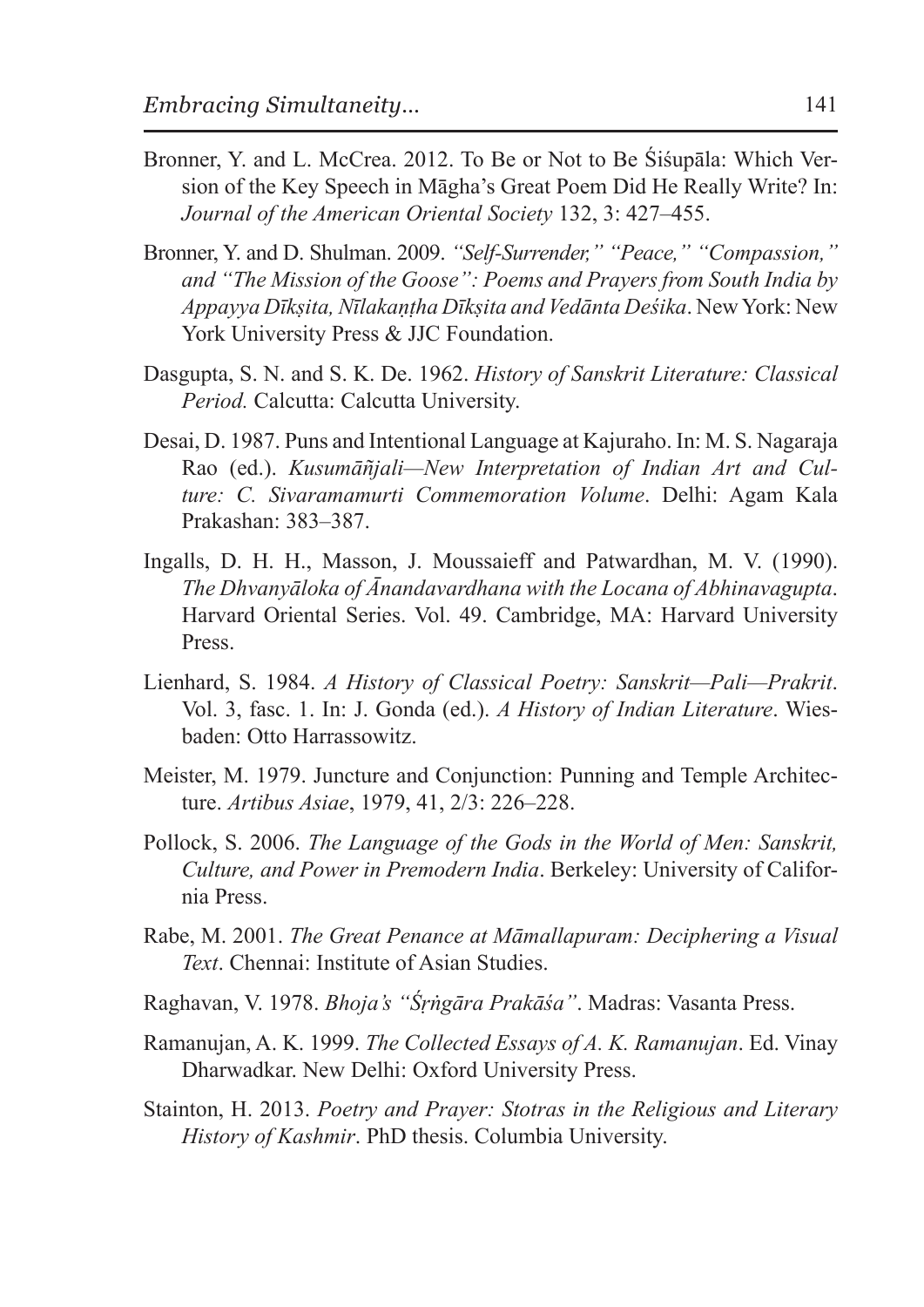Bronner, Y. and L. McCrea. 2012. To Be or Not to Be Śiśupāla: Which Version of the Key Speech in Māgha's Great Poem Did He Really Write? In: *Journal of the American Oriental Society* 132, 3: 427–455.

Bronner, Y. and D. Shulman. 2009. *"Self-Surrender," "Peace," "Compassion," and "The Mission of the Goose": Poems and Prayers from South India by Appayya Dīkṣita, Nīlakaṇṭha Dīkṣita and Vedānta Deśika*. New York: New York University Press & JJC Foundation.

Dasgupta, S. N. and S. K. De. 1962. *History of Sanskrit Literature: Classical Period.* Calcutta: Calcutta University.

Desai, D. 1987. Puns and Intentional Language at Kajuraho. In: M. S. Nagaraja Rao (ed.). *Kusumāñjali—New Interpretation of Indian Art and Culture: C. Sivaramamurti Commemoration Volume*. Delhi: Agam Kala Prakashan: 383–387.

Ingalls, D. H. H., Masson, J. Moussaieff and Patwardhan, M. V. (1990). *The Dhvanyāloka of Ānandavardhana with the Locana of Abhinavagupta*. Harvard Oriental Series. Vol. 49. Cambridge, MA: Harvard University Press.

Lienhard, S. 1984. *A History of Classical Poetry: Sanskrit—Pali—Prakrit*. Vol. 3, fasc. 1. In: J. Gonda (ed.). *A History of Indian Literature*. Wiesbaden: Otto Harrassowitz.

Meister, M. 1979. Juncture and Conjunction: Punning and Temple Architecture. *Artibus Asiae*, 1979, 41, 2/3: 226–228.

Pollock, S. 2006. *The Language of the Gods in the World of Men: Sanskrit, Culture, and Power in Premodern India*. Berkeley: University of California Press.

Rabe, M. 2001. *The Great Penance at Māmallapuram: Deciphering a Visual Text*. Chennai: Institute of Asian Studies.

Raghavan, V. 1978. *Bhoja's "Śṛṅgāra Prakāśa"*. Madras: Vasanta Press.

Ramanujan, A. K. 1999. *The Collected Essays of A. K. Ramanujan*. Ed. Vinay Dharwadkar. New Delhi: Oxford University Press.

Stainton, H. 2013. *Poetry and Prayer: Stotras in the Religious and Literary History of Kashmir*. PhD thesis. Columbia University.